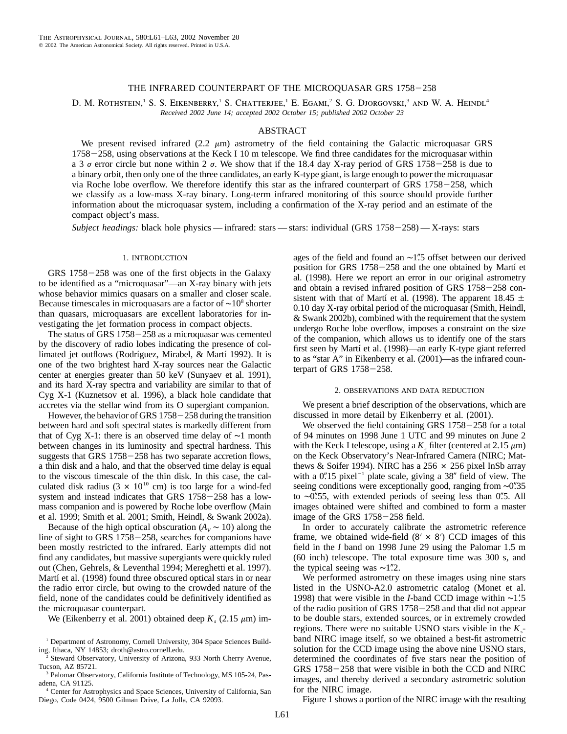# THE INFRARED COUNTERPART OF THE MICROQUASAR GRS 1758−258

D. M. Rothstein,[1] S. S. Eikenberry,[1] S. Chatterjee,[1] E. Egami,[2] S. G. Djorgovski,[3] and W. A. Heindl[4]

*Received 2002 June 14; accepted 2002 October 15; published 2002 October 23*

## ABSTRACT

We present revised infrared (2.2 μm) astrometry of the field containing the Galactic microquasar GRS 1758−258, using observations at the Keck I 10 m telescope. We find three candidates for the microquasar within a 3 σ error circle but none within 2 σ. We show that if the 18.4 day X-ray period of GRS 1758−258 is due to a binary orbit, then only one of the three candidates, an early K-type giant, is large enough to power the microquasar via Roche lobe overflow. We therefore identify this star as the infrared counterpart of GRS 1758−258, which we classify as a low-mass X-ray binary. Long-term infrared monitoring of this source should provide further information about the microquasar system, including a confirmation of the X-ray period and an estimate of the compact object's mass.

*Subject headings:* black hole physics — infrared: stars — stars: individual (GRS 1758−258) — X-rays: stars

## 1. INTRODUCTION

GRS 1758−258 was one of the first objects in the Galaxy to be identified as a "microquasar"—an X-ray binary with jets whose behavior mimics quasars on a smaller and closer scale. Because timescales in microquasars are a factor of $\sim 10^8$ shorter than quasars, microquasars are excellent laboratories for investigating the jet formation process in compact objects.

The status of GRS 1758−258 as a microquasar was cemented by the discovery of radio lobes indicating the presence of collimated jet outflows (Rodríguez, Mirabel, & Martí 1992). It is one of the two brightest hard X-ray sources near the Galactic center at energies greater than 50 keV (Sunyaev et al. 1991), and its hard X-ray spectra and variability are similar to that of Cyg X-1 (Kuznetsov et al. 1996), a black hole candidate that accretes via the stellar wind from its O supergiant companion.

However, the behavior of GRS 1758−258 during the transition between hard and soft spectral states is markedly different from that of Cyg X-1: there is an observed time delay of ∼1 month between changes in its luminosity and spectral hardness. This suggests that GRS 1758−258 has two separate accretion flows, a thin disk and a halo, and that the observed time delay is equal to the viscous timescale of the thin disk. In this case, the calculated disk radius ($3 \times 10^{10}$ cm) is too large for a wind-fed system and instead indicates that GRS 1758−258 has a low-mass companion and is powered by Roche lobe overflow (Main et al. 1999; Smith et al. 2001; Smith, Heindl, & Swank 2002a).

Because of the high optical obscuration ($A_V \sim 10$) along the line of sight to GRS 1758−258, searches for companions have been mostly restricted to the infrared. Early attempts did not find any candidates, but massive supergiants were quickly ruled out (Chen, Gehrels, & Leventhal 1994; Mereghetti et al. 1997). Martí et al. (1998) found three obscured optical stars in or near the radio error circle, but owing to the crowded nature of the field, none of the candidates could be definitively identified as the microquasar counterpart.

We (Eikenberry et al. 2001) obtained deep $K_s$ (2.15 μm) images of the field and found an ∼1″.5 offset between our derived position for GRS 1758−258 and the one obtained by Martí et al. (1998). Here we report an error in our original astrometry and obtain a revised infrared position of GRS 1758−258 consistent with that of Martí et al. (1998). The apparent 18.45 ± 0.10 day X-ray orbital period of the microquasar (Smith, Heindl, & Swank 2002b), combined with the requirement that the system undergo Roche lobe overflow, imposes a constraint on the size of the companion, which allows us to identify one of the stars first seen by Martí et al. (1998)—an early K-type giant referred to as "star A" in Eikenberry et al. (2001)—as the infrared counterpart of GRS 1758−258.

## 2. OBSERVATIONS AND DATA REDUCTION

We present a brief description of the observations, which are discussed in more detail by Eikenberry et al. (2001).

We observed the field containing GRS 1758−258 for a total of 94 minutes on 1998 June 1 UTC and 99 minutes on June 2 with the Keck I telescope, using a $K_s$ filter (centered at 2.15 μm) on the Keck Observatory's Near-Infrared Camera (NIRC; Matthews & Soifer 1994). NIRC has a 256 × 256 pixel InSb array with a 0″.15 pixel$^{-1}$ plate scale, giving a 38″ field of view. The seeing conditions were exceptionally good, ranging from ∼0″.35 to ∼0″.55, with extended periods of seeing less than 0″.5. All images obtained were shifted and combined to form a master image of the GRS 1758−258 field.

In order to accurately calibrate the astrometric reference frame, we obtained wide-field (8′ × 8′) CCD images of this field in the I band on 1998 June 29 using the Palomar 1.5 m (60 inch) telescope. The total exposure time was 300 s, and the typical seeing was ∼1″.2.

We performed astrometry on these images using nine stars listed in the USNO-A2.0 astrometric catalog (Monet et al. 1998) that were visible in the I-band CCD image within ∼1′.5 of the radio position of GRS 1758−258 and that did not appear to be double stars, extended sources, or in extremely crowded regions. There were no suitable USNO stars visible in the $K_s$-band NIRC image itself, so we obtained a best-fit astrometric solution for the CCD image using the above nine USNO stars, determined the coordinates of five stars near the position of GRS 1758−258 that were visible in both the CCD and NIRC images, and thereby derived a secondary astrometric solution for the NIRC image.

Figure 1 shows a portion of the NIRC image with the resulting

---

[1] Department of Astronomy, Cornell University, 304 Space Sciences Building, Ithaca, NY 14853; droth@astro.cornell.edu.

[2] Steward Observatory, University of Arizona, 933 North Cherry Avenue, Tucson, AZ 85721.

[3] Palomar Observatory, California Institute of Technology, MS 105-24, Pasadena, CA 91125.

[4] Center for Astrophysics and Space Sciences, University of California, San Diego, Code 0424, 9500 Gilman Drive, La Jolla, CA 92093.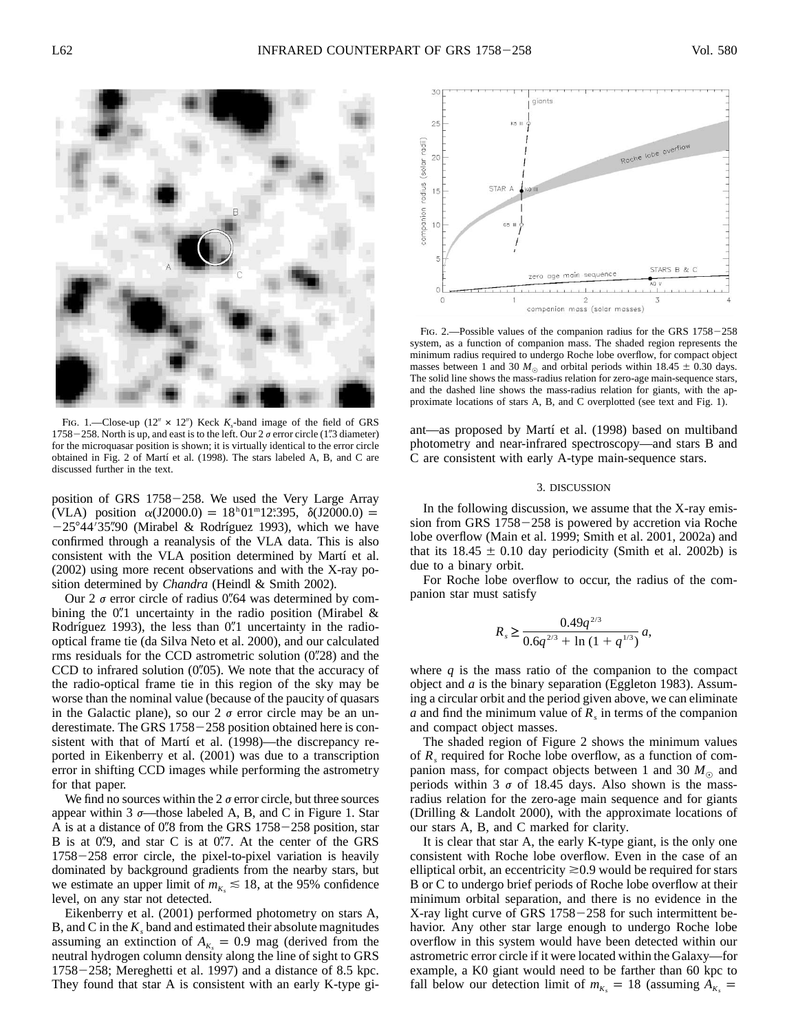FIG. 1.—Close-up (12″ × 12″) Keck $K_s$-band image of the field of GRS 1758−258. North is up, and east is to the left. Our 2 $\sigma$ error circle (1″.3 diameter) for the microquasar position is shown; it is virtually identical to the error circle obtained in Fig. 2 of Martí et al. (1998). The stars labeled A, B, and C are discussed further in the text.

position of GRS 1758−258. We used the Very Large Array (VLA) position $\alpha$(J2000.0) = 18ʰ01ᵐ12ˢ.395, $\delta$(J2000.0) = −25°44′35″.90 (Mirabel & Rodríguez 1993), which we have confirmed through a reanalysis of the VLA data. This is also consistent with the VLA position determined by Martí et al. (2002) using more recent observations and with the X-ray position determined by *Chandra* (Heindl & Smith 2002).

Our 2 $\sigma$ error circle of radius 0″.64 was determined by combining the 0″.1 uncertainty in the radio position (Mirabel & Rodríguez 1993), the less than 0″.1 uncertainty in the radio-optical frame tie (da Silva Neto et al. 2000), and our calculated rms residuals for the CCD astrometric solution (0″.28) and the CCD to infrared solution (0″.05). We note that the accuracy of the radio-optical frame tie in this region of the sky may be worse than the nominal value (because of the paucity of quasars in the Galactic plane), so our 2 $\sigma$ error circle may be an underestimate. The GRS 1758−258 position obtained here is consistent with that of Martí et al. (1998)—the discrepancy reported in Eikenberry et al. (2001) was due to a transcription error in shifting CCD images while performing the astrometry for that paper.

We find no sources within the 2 $\sigma$ error circle, but three sources appear within 3 $\sigma$—those labeled A, B, and C in Figure 1. Star A is at a distance of 0″.8 from the GRS 1758−258 position, star B is at 0″.9, and star C is at 0″.7. At the center of the GRS 1758−258 error circle, the pixel-to-pixel variation is heavily dominated by background gradients from the nearby stars, but we estimate an upper limit of $m_{K_s} \lesssim 18$, at the 95% confidence level, on any star not detected.

Eikenberry et al. (2001) performed photometry on stars A, B, and C in the $K_s$ band and estimated their absolute magnitudes assuming an extinction of $A_{K_s} = 0.9$ mag (derived from the neutral hydrogen column density along the line of sight to GRS 1758−258; Mereghetti et al. 1997) and a distance of 8.5 kpc. They found that star A is consistent with an early K-type giant—as proposed by Martí et al. (1998) based on multiband photometry and near-infrared spectroscopy—and stars B and C are consistent with early A-type main-sequence stars.

FIG. 2.—Possible values of the companion radius for the GRS 1758−258 system, as a function of companion mass. The shaded region represents the minimum radius required to undergo Roche lobe overflow, for compact object masses between 1 and 30 $M_\odot$ and orbital periods within 18.45 ± 0.30 days. The solid line shows the mass-radius relation for zero-age main-sequence stars, and the dashed line shows the mass-radius relation for giants, with the approximate locations of stars A, B, and C overplotted (see text and Fig. 1).

## 3. DISCUSSION

In the following discussion, we assume that the X-ray emission from GRS 1758−258 is powered by accretion via Roche lobe overflow (Main et al. 1999; Smith et al. 2001, 2002a) and that its 18.45 ± 0.10 day periodicity (Smith et al. 2002b) is due to a binary orbit.

For Roche lobe overflow to occur, the radius of the companion star must satisfy

$$R_s \geq \frac{0.49q^{2/3}}{0.6q^{2/3} + \ln(1 + q^{1/3})}\, a,$$

where $q$ is the mass ratio of the companion to the compact object and $a$ is the binary separation (Eggleton 1983). Assuming a circular orbit and the period given above, we can eliminate $a$ and find the minimum value of $R_s$ in terms of the companion and compact object masses.

The shaded region of Figure 2 shows the minimum values of $R_s$ required for Roche lobe overflow, as a function of companion mass, for compact objects between 1 and 30 $M_\odot$ and periods within 3 $\sigma$ of 18.45 days. Also shown is the mass-radius relation for the zero-age main sequence and for giants (Drilling & Landolt 2000), with the approximate locations of our stars A, B, and C marked for clarity.

It is clear that star A, the early K-type giant, is the only one consistent with Roche lobe overflow. Even in the case of an elliptical orbit, an eccentricity $\gtrsim$0.9 would be required for stars B or C to undergo brief periods of Roche lobe overflow at their minimum orbital separation, and there is no evidence in the X-ray light curve of GRS 1758−258 for such intermittent behavior. Any other star large enough to undergo Roche lobe overflow in this system would have been detected within our astrometric error circle if it were located within the Galaxy—for example, a K0 giant would need to be farther than 60 kpc to fall below our detection limit of $m_{K_s} = 18$ (assuming $A_{K_s} =$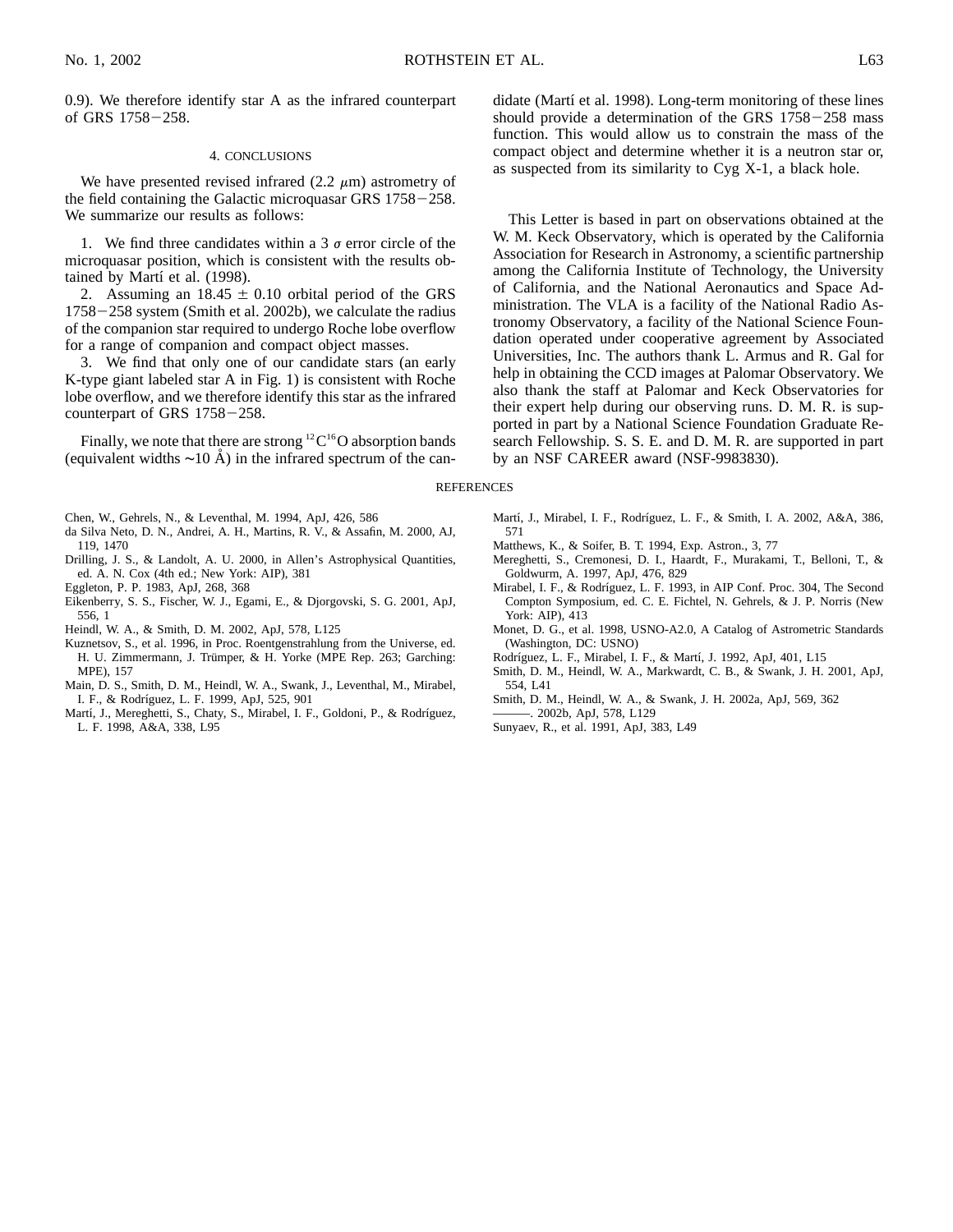0.9). We therefore identify star A as the infrared counterpart of GRS 1758−258.

## 4. CONCLUSIONS

We have presented revised infrared (2.2 $\mu$m) astrometry of the field containing the Galactic microquasar GRS 1758−258. We summarize our results as follows:

1. We find three candidates within a 3 $\sigma$ error circle of the microquasar position, which is consistent with the results obtained by Martí et al. (1998).
2. Assuming an 18.45 ± 0.10 orbital period of the GRS 1758−258 system (Smith et al. 2002b), we calculate the radius of the companion star required to undergo Roche lobe overflow for a range of companion and compact object masses.
3. We find that only one of our candidate stars (an early K-type giant labeled star A in Fig. 1) is consistent with Roche lobe overflow, and we therefore identify this star as the infrared counterpart of GRS 1758−258.

Finally, we note that there are strong $^{12}C^{16}O$ absorption bands (equivalent widths ∼10 Å) in the infrared spectrum of the candidate (Martí et al. 1998). Long-term monitoring of these lines should provide a determination of the GRS 1758−258 mass function. This would allow us to constrain the mass of the compact object and determine whether it is a neutron star or, as suspected from its similarity to Cyg X-1, a black hole.

This Letter is based in part on observations obtained at the W. M. Keck Observatory, which is operated by the California Association for Research in Astronomy, a scientific partnership among the California Institute of Technology, the University of California, and the National Aeronautics and Space Administration. The VLA is a facility of the National Radio Astronomy Observatory, a facility of the National Science Foundation operated under cooperative agreement by Associated Universities, Inc. The authors thank L. Armus and R. Gal for help in obtaining the CCD images at Palomar Observatory. We also thank the staff at Palomar and Keck Observatories for their expert help during our observing runs. D. M. R. is supported in part by a National Science Foundation Graduate Research Fellowship. S. S. E. and D. M. R. are supported in part by an NSF CAREER award (NSF-9983830).

## REFERENCES

Chen, W., Gehrels, N., & Leventhal, M. 1994, ApJ, 426, 586
da Silva Neto, D. N., Andrei, A. H., Martins, R. V., & Assafin, M. 2000, AJ, 119, 1470
Drilling, J. S., & Landolt, A. U. 2000, in Allen's Astrophysical Quantities, ed. A. N. Cox (4th ed.; New York: AIP), 381
Eggleton, P. P. 1983, ApJ, 268, 368
Eikenberry, S. S., Fischer, W. J., Egami, E., & Djorgovski, S. G. 2001, ApJ, 556, 1
Heindl, W. A., & Smith, D. M. 2002, ApJ, 578, L125
Kuznetsov, S., et al. 1996, in Proc. Roentgenstrahlung from the Universe, ed. H. U. Zimmermann, J. Trümper, & H. Yorke (MPE Rep. 263; Garching: MPE), 157
Main, D. S., Smith, D. M., Heindl, W. A., Swank, J., Leventhal, M., Mirabel, I. F., & Rodríguez, L. F. 1999, ApJ, 525, 901
Martí, J., Mereghetti, S., Chaty, S., Mirabel, I. F., Goldoni, P., & Rodríguez, L. F. 1998, A&A, 338, L95
Martí, J., Mirabel, I. F., Rodríguez, L. F., & Smith, I. A. 2002, A&A, 386, 571
Matthews, K., & Soifer, B. T. 1994, Exp. Astron., 3, 77
Mereghetti, S., Cremonesi, D. I., Haardt, F., Murakami, T., Belloni, T., & Goldwurm, A. 1997, ApJ, 476, 829
Mirabel, I. F., & Rodríguez, L. F. 1993, in AIP Conf. Proc. 304, The Second Compton Symposium, ed. C. E. Fichtel, N. Gehrels, & J. P. Norris (New York: AIP), 413
Monet, D. G., et al. 1998, USNO-A2.0, A Catalog of Astrometric Standards (Washington, DC: USNO)
Rodríguez, L. F., Mirabel, I. F., & Martí, J. 1992, ApJ, 401, L15
Smith, D. M., Heindl, W. A., Markwardt, C. B., & Swank, J. H. 2001, ApJ, 554, L41
Smith, D. M., Heindl, W. A., & Swank, J. H. 2002a, ApJ, 569, 362
———. 2002b, ApJ, 578, L129
Sunyaev, R., et al. 1991, ApJ, 383, L49